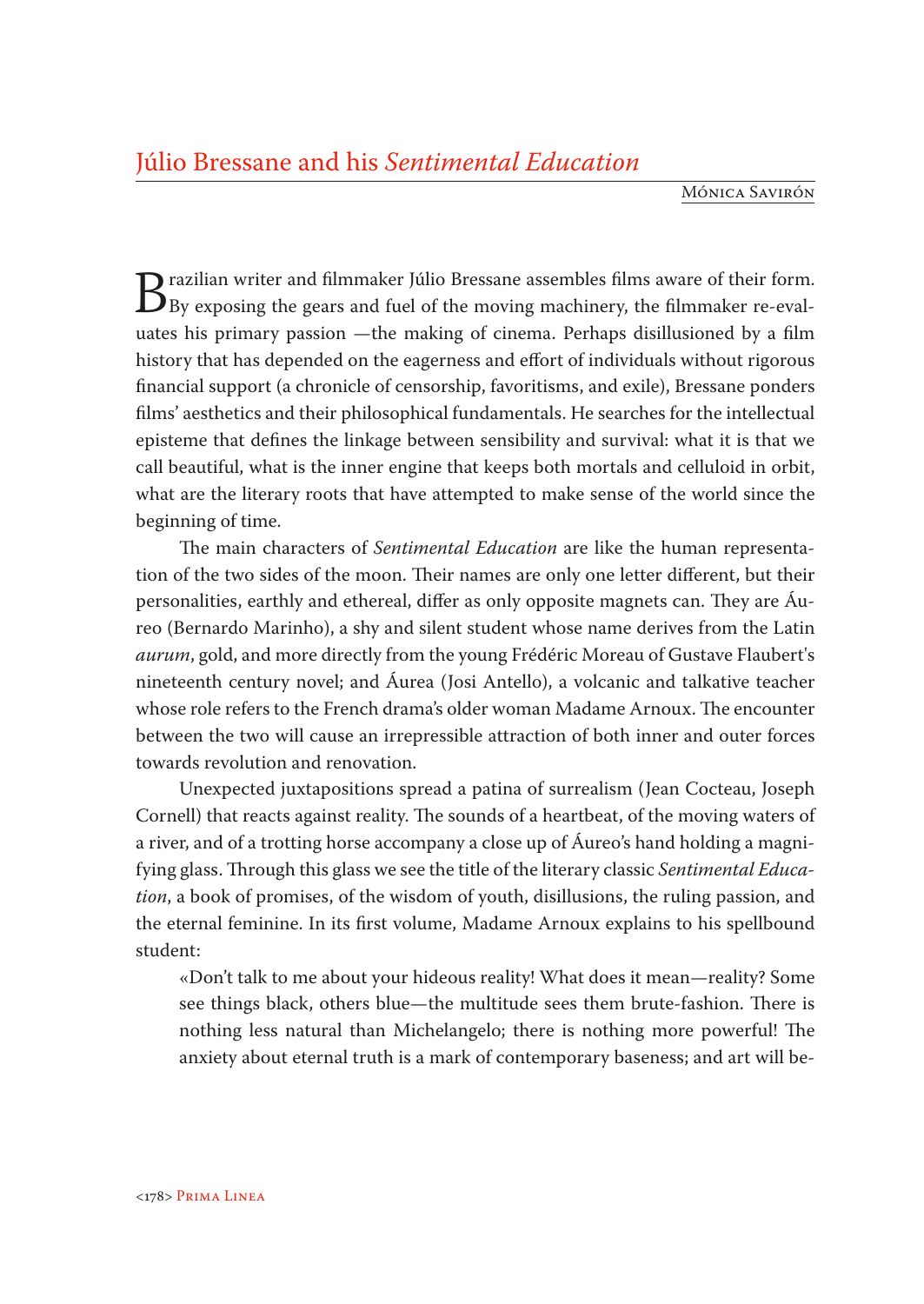# Júlio Bressane and his *Sentimental Education*

Mónica Savirón

Brazilian writer and filmmaker Júlio Bressane assembles films aware of their form. By exposing the gears and fuel of the moving machinery, the filmmaker re-evaluates his primary passion —the making of cinema. Perhaps disillusioned by a film history that has depended on the eagerness and effort of individuals without rigorous financial support (a chronicle of censorship, favoritisms, and exile), Bressane ponders films' aesthetics and their philosophical fundamentals. He searches for the intellectual episteme that defines the linkage between sensibility and survival: what it is that we call beautiful, what is the inner engine that keeps both mortals and celluloid in orbit, what are the literary roots that have attempted to make sense of the world since the beginning of time.

The main characters of *Sentimental Education* are like the human representation of the two sides of the moon. Their names are only one letter different, but their personalities, earthly and ethereal, differ as only opposite magnets can. They are Áureo (Bernardo Marinho), a shy and silent student whose name derives from the Latin *aurum*, gold, and more directly from the young Frédéric Moreau of Gustave Flaubert's nineteenth century novel; and Áurea (Josi Antello), a volcanic and talkative teacher whose role refers to the French drama's older woman Madame Arnoux. The encounter between the two will cause an irrepressible attraction of both inner and outer forces towards revolution and renovation.

Unexpected juxtapositions spread a patina of surrealism (Jean Cocteau, Joseph Cornell) that reacts against reality. The sounds of a heartbeat, of the moving waters of a river, and of a trotting horse accompany a close up of Áureo's hand holding a magnifying glass. Through this glass we see the title of the literary classic *Sentimental Education*, a book of promises, of the wisdom of youth, disillusions, the ruling passion, and the eternal feminine. In its first volume, Madame Arnoux explains to his spellbound student:

> «Don't talk to me about your hideous reality! What does it mean—reality? Some see things black, others blue—the multitude sees them brute-fashion. There is nothing less natural than Michelangelo; there is nothing more powerful! The anxiety about eternal truth is a mark of contemporary baseness; and art will be-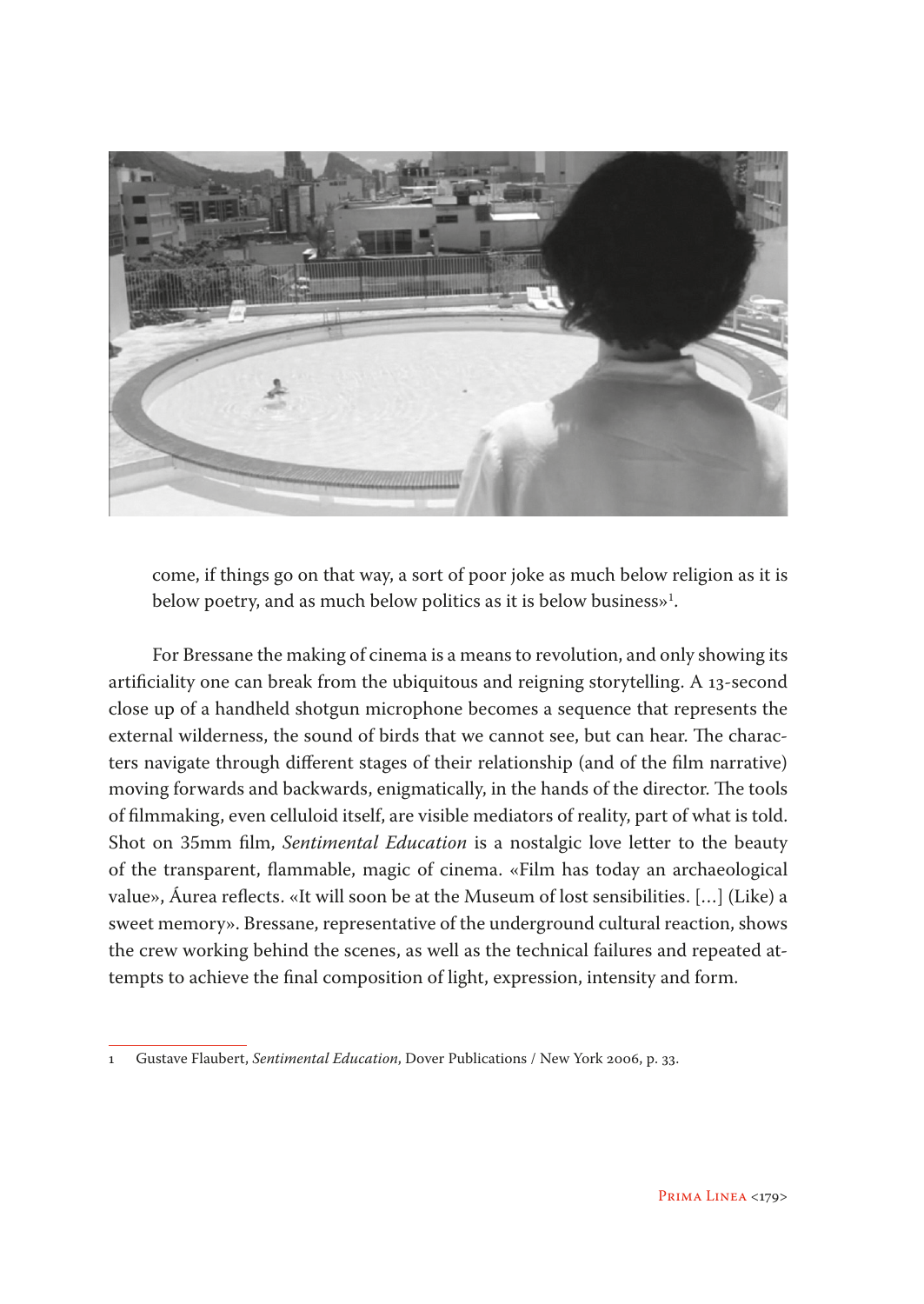come, if things go on that way, a sort of poor joke as much below religion as it is below poetry, and as much below politics as it is below business»[1].

For Bressane the making of cinema is a means to revolution, and only showing its artificiality one can break from the ubiquitous and reigning storytelling. A 13-second close up of a handheld shotgun microphone becomes a sequence that represents the external wilderness, the sound of birds that we cannot see, but can hear. The characters navigate through different stages of their relationship (and of the film narrative) moving forwards and backwards, enigmatically, in the hands of the director. The tools of filmmaking, even celluloid itself, are visible mediators of reality, part of what is told. Shot on 35mm film, *Sentimental Education* is a nostalgic love letter to the beauty of the transparent, flammable, magic of cinema. «Film has today an archaeological value», Áurea reflects. «It will soon be at the Museum of lost sensibilities. [...] (Like) a sweet memory». Bressane, representative of the underground cultural reaction, shows the crew working behind the scenes, as well as the technical failures and repeated attempts to achieve the final composition of light, expression, intensity and form.

---

1 Gustave Flaubert, *Sentimental Education*, Dover Publications / New York 2006, p. 33.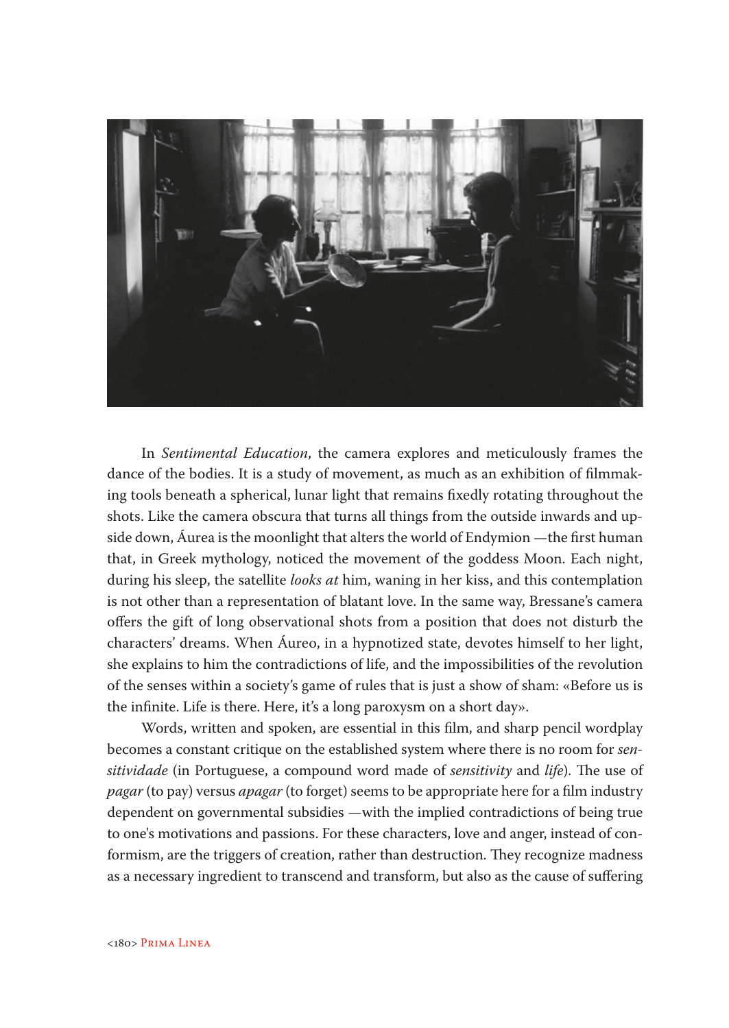In *Sentimental Education*, the camera explores and meticulously frames the dance of the bodies. It is a study of movement, as much as an exhibition of filmmaking tools beneath a spherical, lunar light that remains fixedly rotating throughout the shots. Like the camera obscura that turns all things from the outside inwards and upside down, Áurea is the moonlight that alters the world of Endymion —the first human that, in Greek mythology, noticed the movement of the goddess Moon. Each night, during his sleep, the satellite *looks at* him, waning in her kiss, and this contemplation is not other than a representation of blatant love. In the same way, Bressane's camera offers the gift of long observational shots from a position that does not disturb the characters' dreams. When Áureo, in a hypnotized state, devotes himself to her light, she explains to him the contradictions of life, and the impossibilities of the revolution of the senses within a society's game of rules that is just a show of sham: «Before us is the infinite. Life is there. Here, it's a long paroxysm on a short day».

Words, written and spoken, are essential in this film, and sharp pencil wordplay becomes a constant critique on the established system where there is no room for *sensitividade* (in Portuguese, a compound word made of *sensitivity* and *life*). The use of *pagar* (to pay) versus *apagar* (to forget) seems to be appropriate here for a film industry dependent on governmental subsidies —with the implied contradictions of being true to one's motivations and passions. For these characters, love and anger, instead of conformism, are the triggers of creation, rather than destruction. They recognize madness as a necessary ingredient to transcend and transform, but also as the cause of suffering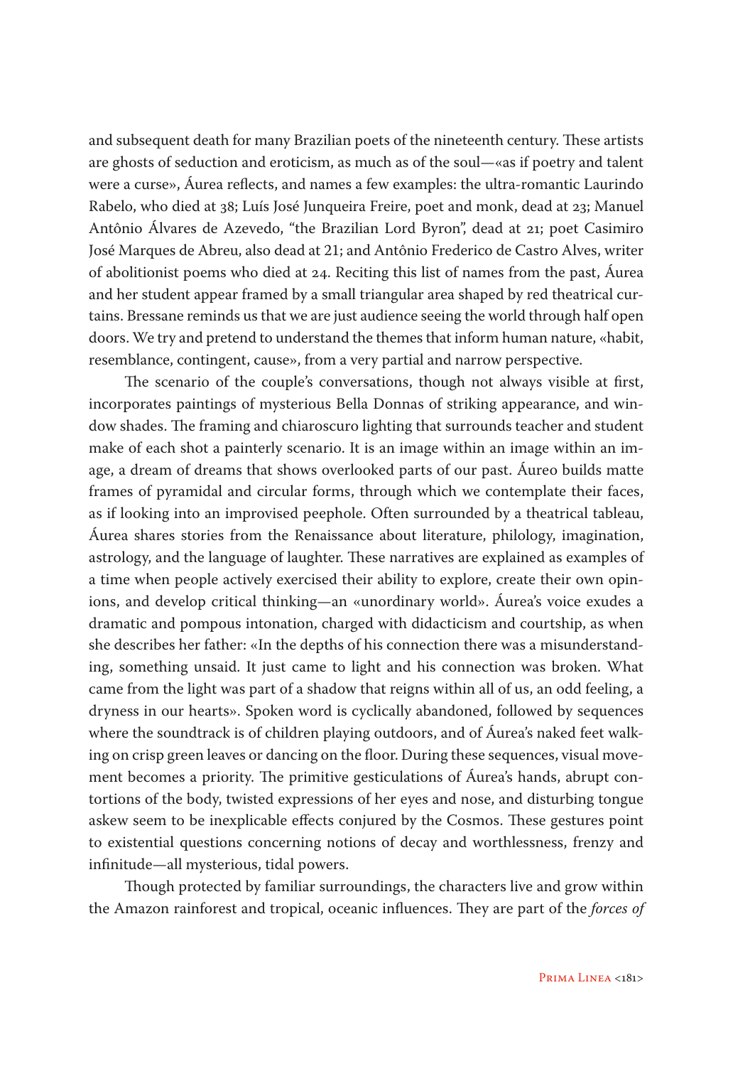and subsequent death for many Brazilian poets of the nineteenth century. These artists are ghosts of seduction and eroticism, as much as of the soul—«as if poetry and talent were a curse», Áurea reflects, and names a few examples: the ultra-romantic Laurindo Rabelo, who died at 38; Luís José Junqueira Freire, poet and monk, dead at 23; Manuel Antônio Álvares de Azevedo, "the Brazilian Lord Byron", dead at 21; poet Casimiro José Marques de Abreu, also dead at 21; and Antônio Frederico de Castro Alves, writer of abolitionist poems who died at 24. Reciting this list of names from the past, Áurea and her student appear framed by a small triangular area shaped by red theatrical curtains. Bressane reminds us that we are just audience seeing the world through half open doors. We try and pretend to understand the themes that inform human nature, «habit, resemblance, contingent, cause», from a very partial and narrow perspective.

The scenario of the couple's conversations, though not always visible at first, incorporates paintings of mysterious Bella Donnas of striking appearance, and window shades. The framing and chiaroscuro lighting that surrounds teacher and student make of each shot a painterly scenario. It is an image within an image within an image, a dream of dreams that shows overlooked parts of our past. Áureo builds matte frames of pyramidal and circular forms, through which we contemplate their faces, as if looking into an improvised peephole. Often surrounded by a theatrical tableau, Áurea shares stories from the Renaissance about literature, philology, imagination, astrology, and the language of laughter. These narratives are explained as examples of a time when people actively exercised their ability to explore, create their own opinions, and develop critical thinking—an «unordinary world». Áurea's voice exudes a dramatic and pompous intonation, charged with didacticism and courtship, as when she describes her father: «In the depths of his connection there was a misunderstanding, something unsaid. It just came to light and his connection was broken. What came from the light was part of a shadow that reigns within all of us, an odd feeling, a dryness in our hearts». Spoken word is cyclically abandoned, followed by sequences where the soundtrack is of children playing outdoors, and of Áurea's naked feet walking on crisp green leaves or dancing on the floor. During these sequences, visual movement becomes a priority. The primitive gesticulations of Áurea's hands, abrupt contortions of the body, twisted expressions of her eyes and nose, and disturbing tongue askew seem to be inexplicable effects conjured by the Cosmos. These gestures point to existential questions concerning notions of decay and worthlessness, frenzy and infinitude—all mysterious, tidal powers.

Though protected by familiar surroundings, the characters live and grow within the Amazon rainforest and tropical, oceanic influences. They are part of the *forces of*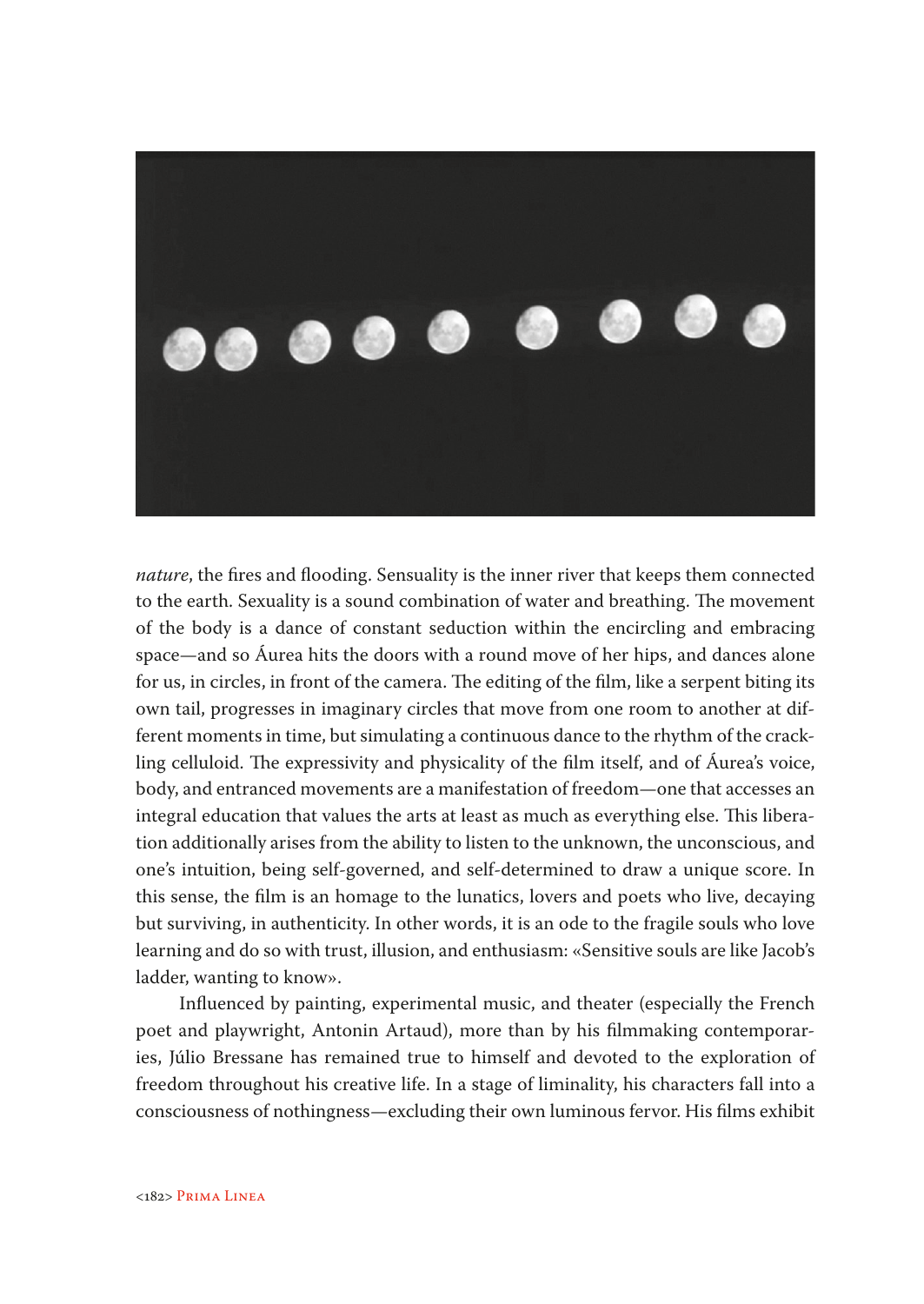*nature*, the fires and flooding. Sensuality is the inner river that keeps them connected to the earth. Sexuality is a sound combination of water and breathing. The movement of the body is a dance of constant seduction within the encircling and embracing space—and so Áurea hits the doors with a round move of her hips, and dances alone for us, in circles, in front of the camera. The editing of the film, like a serpent biting its own tail, progresses in imaginary circles that move from one room to another at different moments in time, but simulating a continuous dance to the rhythm of the crackling celluloid. The expressivity and physicality of the film itself, and of Áurea's voice, body, and entranced movements are a manifestation of freedom—one that accesses an integral education that values the arts at least as much as everything else. This liberation additionally arises from the ability to listen to the unknown, the unconscious, and one's intuition, being self-governed, and self-determined to draw a unique score. In this sense, the film is an homage to the lunatics, lovers and poets who live, decaying but surviving, in authenticity. In other words, it is an ode to the fragile souls who love learning and do so with trust, illusion, and enthusiasm: «Sensitive souls are like Jacob's ladder, wanting to know».

Influenced by painting, experimental music, and theater (especially the French poet and playwright, Antonin Artaud), more than by his filmmaking contemporaries, Júlio Bressane has remained true to himself and devoted to the exploration of freedom throughout his creative life. In a stage of liminality, his characters fall into a consciousness of nothingness—excluding their own luminous fervor. His films exhibit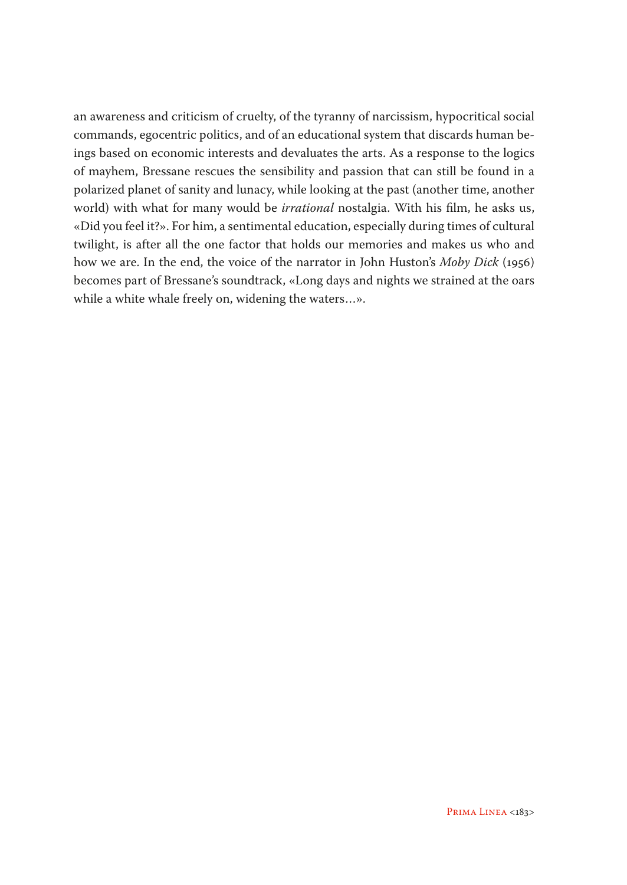an awareness and criticism of cruelty, of the tyranny of narcissism, hypocritical social commands, egocentric politics, and of an educational system that discards human beings based on economic interests and devaluates the arts. As a response to the logics of mayhem, Bressane rescues the sensibility and passion that can still be found in a polarized planet of sanity and lunacy, while looking at the past (another time, another world) with what for many would be *irrational* nostalgia. With his film, he asks us, «Did you feel it?». For him, a sentimental education, especially during times of cultural twilight, is after all the one factor that holds our memories and makes us who and how we are. In the end, the voice of the narrator in John Huston's *Moby Dick* (1956) becomes part of Bressane's soundtrack, «Long days and nights we strained at the oars while a white whale freely on, widening the waters…».